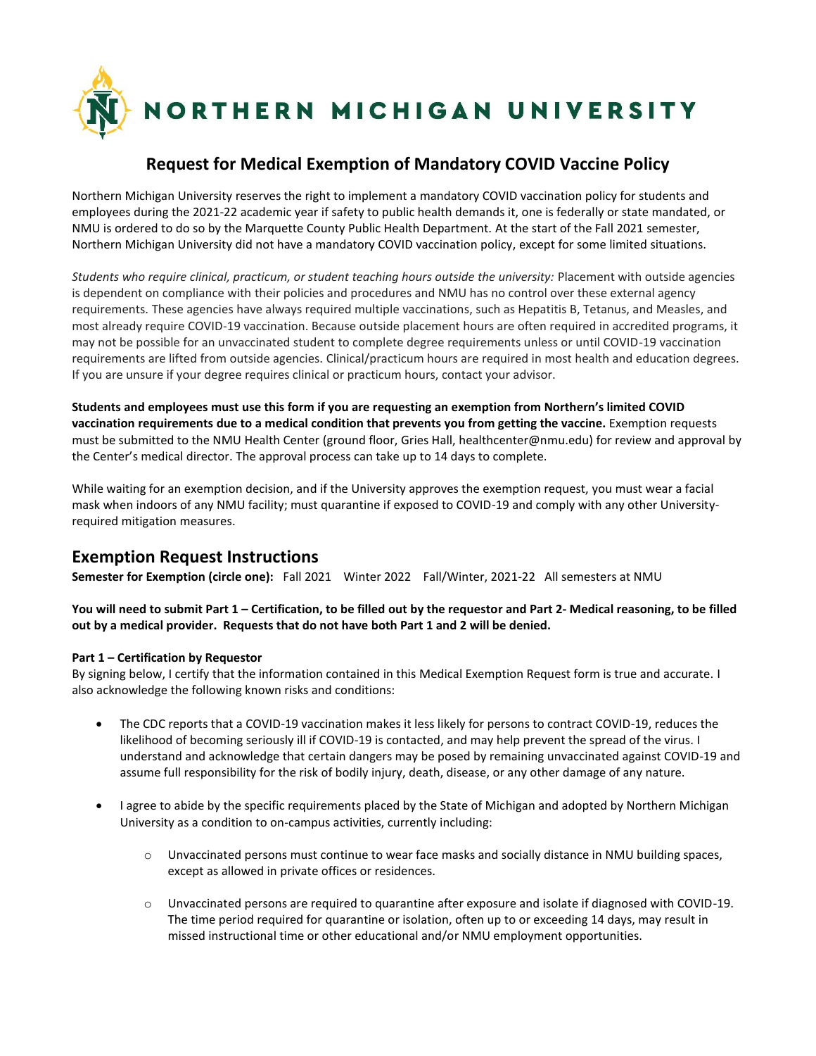# NORTHERN MICHIGAN UNIVERSITY

## Request for Medical Exemption of Mandatory COVID Vaccine Policy

Northern Michigan University reserves the right to implement a mandatory COVID vaccination policy for students and employees during the 2021-22 academic year if safety to public health demands it, one is federally or state mandated, or NMU is ordered to do so by the Marquette County Public Health Department. At the start of the Fall 2021 semester, Northern Michigan University did not have a mandatory COVID vaccination policy, except for some limited situations.

*Students who require clinical, practicum, or student teaching hours outside the university:* Placement with outside agencies is dependent on compliance with their policies and procedures and NMU has no control over these external agency requirements. These agencies have always required multiple vaccinations, such as Hepatitis B, Tetanus, and Measles, and most already require COVID-19 vaccination. Because outside placement hours are often required in accredited programs, it may not be possible for an unvaccinated student to complete degree requirements unless or until COVID-19 vaccination requirements are lifted from outside agencies. Clinical/practicum hours are required in most health and education degrees. If you are unsure if your degree requires clinical or practicum hours, contact your advisor.

**Students and employees must use this form if you are requesting an exemption from Northern's limited COVID vaccination requirements due to a medical condition that prevents you from getting the vaccine.** Exemption requests must be submitted to the NMU Health Center (ground floor, Gries Hall, healthcenter@nmu.edu) for review and approval by the Center's medical director. The approval process can take up to 14 days to complete.

While waiting for an exemption decision, and if the University approves the exemption request, you must wear a facial mask when indoors of any NMU facility; must quarantine if exposed to COVID-19 and comply with any other University-required mitigation measures.

## Exemption Request Instructions

**Semester for Exemption (circle one):** Fall 2021 Winter 2022 Fall/Winter, 2021-22 All semesters at NMU

**You will need to submit Part 1 – Certification, to be filled out by the requestor and Part 2- Medical reasoning, to be filled out by a medical provider. Requests that do not have both Part 1 and 2 will be denied.**

**Part 1 – Certification by Requestor**

By signing below, I certify that the information contained in this Medical Exemption Request form is true and accurate. I also acknowledge the following known risks and conditions:

- The CDC reports that a COVID-19 vaccination makes it less likely for persons to contract COVID-19, reduces the likelihood of becoming seriously ill if COVID-19 is contacted, and may help prevent the spread of the virus. I understand and acknowledge that certain dangers may be posed by remaining unvaccinated against COVID-19 and assume full responsibility for the risk of bodily injury, death, disease, or any other damage of any nature.

- I agree to abide by the specific requirements placed by the State of Michigan and adopted by Northern Michigan University as a condition to on-campus activities, currently including:

  - Unvaccinated persons must continue to wear face masks and socially distance in NMU building spaces, except as allowed in private offices or residences.

  - Unvaccinated persons are required to quarantine after exposure and isolate if diagnosed with COVID-19. The time period required for quarantine or isolation, often up to or exceeding 14 days, may result in missed instructional time or other educational and/or NMU employment opportunities.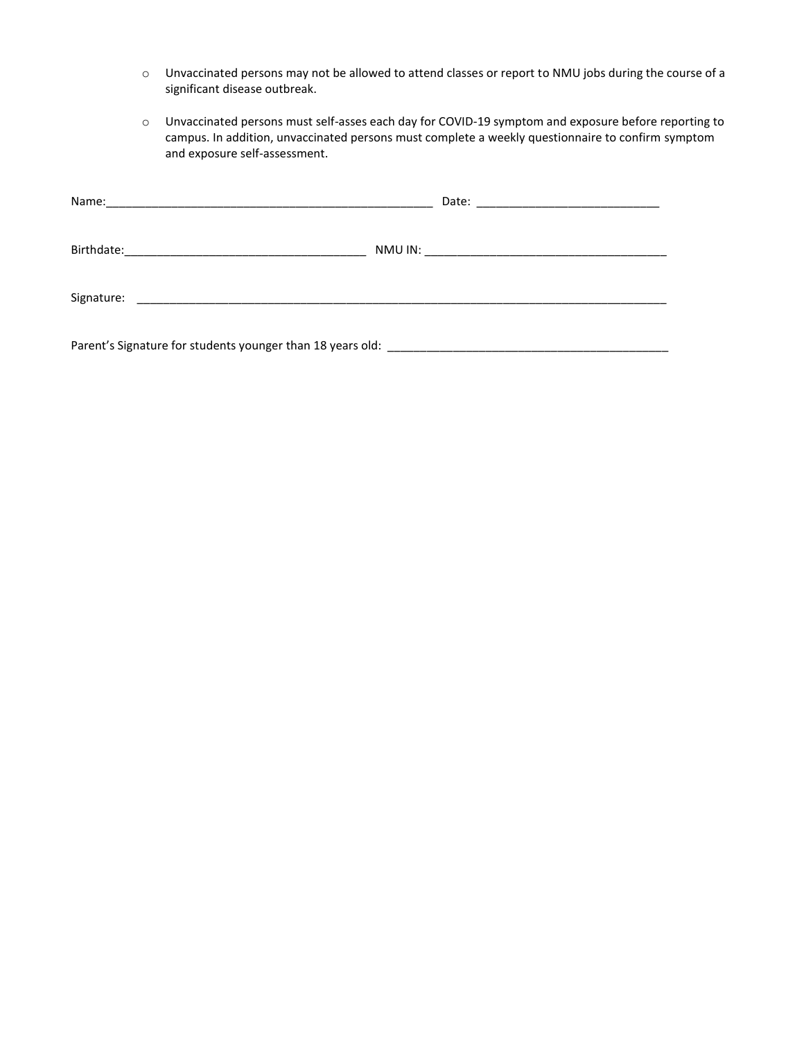- Unvaccinated persons may not be allowed to attend classes or report to NMU jobs during the course of a significant disease outbreak.

- Unvaccinated persons must self-asses each day for COVID-19 symptom and exposure before reporting to campus. In addition, unvaccinated persons must complete a weekly questionnaire to confirm symptom and exposure self-assessment.

Name:___________________________________________________ Date: ____________________________

Birthdate:______________________________________ NMU IN: ______________________________________

Signature: _____________________________________________________________________________________

Parent's Signature for students younger than 18 years old: ______________________________________________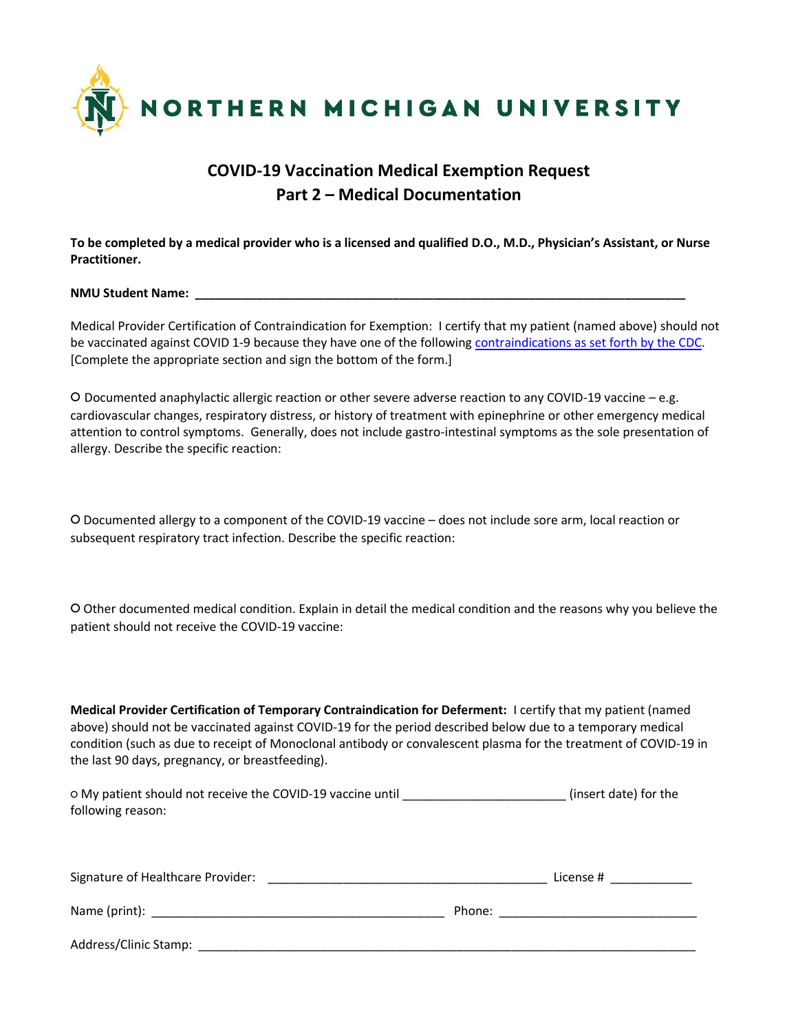NORTHERN MICHIGAN UNIVERSITY

# COVID-19 Vaccination Medical Exemption Request
## Part 2 – Medical Documentation

**To be completed by a medical provider who is a licensed and qualified D.O., M.D., Physician's Assistant, or Nurse Practitioner.**

**NMU Student Name: \_\_\_\_\_\_\_\_\_\_\_\_\_\_\_\_\_\_\_\_\_\_\_\_\_\_\_\_\_\_\_\_\_\_\_\_\_\_\_\_\_\_\_\_\_\_\_\_\_\_\_\_\_\_\_\_\_\_\_\_\_\_\_\_\_\_\_\_\_\_**

Medical Provider Certification of Contraindication for Exemption: I certify that my patient (named above) should not be vaccinated against COVID 1-9 because they have one of the following [contraindications as set forth by the CDC](). [Complete the appropriate section and sign the bottom of the form.]

O Documented anaphylactic allergic reaction or other severe adverse reaction to any COVID-19 vaccine – e.g. cardiovascular changes, respiratory distress, or history of treatment with epinephrine or other emergency medical attention to control symptoms. Generally, does not include gastro-intestinal symptoms as the sole presentation of allergy. Describe the specific reaction:

O Documented allergy to a component of the COVID-19 vaccine – does not include sore arm, local reaction or subsequent respiratory tract infection. Describe the specific reaction:

O Other documented medical condition. Explain in detail the medical condition and the reasons why you believe the patient should not receive the COVID-19 vaccine:

**Medical Provider Certification of Temporary Contraindication for Deferment:** I certify that my patient (named above) should not be vaccinated against COVID-19 for the period described below due to a temporary medical condition (such as due to receipt of Monoclonal antibody or convalescent plasma for the treatment of COVID-19 in the last 90 days, pregnancy, or breastfeeding).

o My patient should not receive the COVID-19 vaccine until \_\_\_\_\_\_\_\_\_\_\_\_\_\_\_\_\_\_\_\_\_\_\_ (insert date) for the following reason:

Signature of Healthcare Provider: \_\_\_\_\_\_\_\_\_\_\_\_\_\_\_\_\_\_\_\_\_\_\_\_\_\_\_\_\_\_\_\_\_\_\_\_\_\_\_\_ License # \_\_\_\_\_\_\_\_\_\_\_\_

Name (print): \_\_\_\_\_\_\_\_\_\_\_\_\_\_\_\_\_\_\_\_\_\_\_\_\_\_\_\_\_\_\_\_\_\_\_\_\_\_\_\_\_\_\_\_ Phone: \_\_\_\_\_\_\_\_\_\_\_\_\_\_\_\_\_\_\_\_\_\_\_\_\_\_\_\_\_\_

Address/Clinic Stamp: \_\_\_\_\_\_\_\_\_\_\_\_\_\_\_\_\_\_\_\_\_\_\_\_\_\_\_\_\_\_\_\_\_\_\_\_\_\_\_\_\_\_\_\_\_\_\_\_\_\_\_\_\_\_\_\_\_\_\_\_\_\_\_\_\_\_\_\_\_\_\_\_